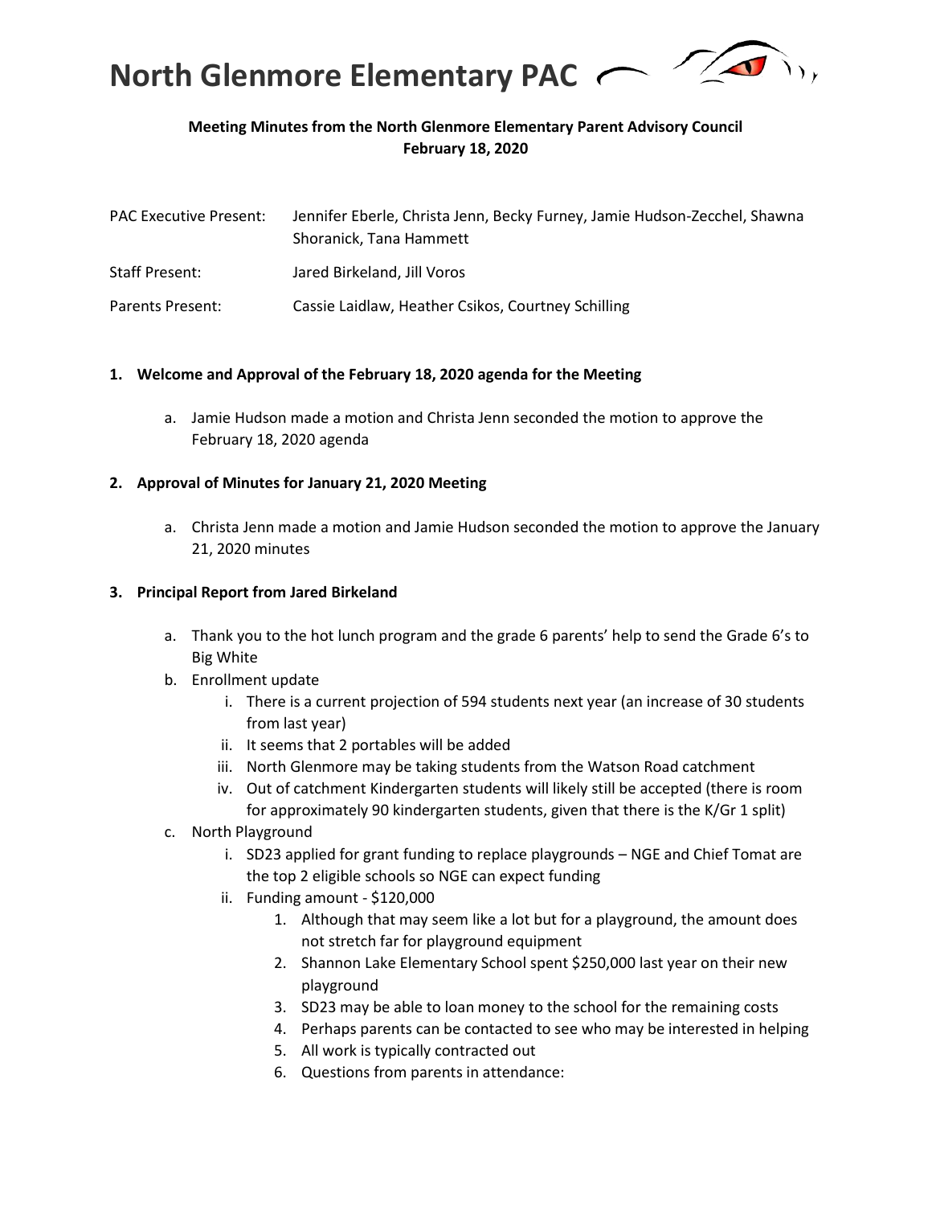# North Glenmore Elementary PAC

**Meeting Minutes from the North Glenmore Elementary Parent Advisory Council**
**February 18, 2020**

PAC Executive Present: Jennifer Eberle, Christa Jenn, Becky Furney, Jamie Hudson-Zecchel, Shawna Shoranick, Tana Hammett

Staff Present: Jared Birkeland, Jill Voros

Parents Present: Cassie Laidlaw, Heather Csikos, Courtney Schilling

1. **Welcome and Approval of the February 18, 2020 agenda for the Meeting**
   a. Jamie Hudson made a motion and Christa Jenn seconded the motion to approve the February 18, 2020 agenda

2. **Approval of Minutes for January 21, 2020 Meeting**
   a. Christa Jenn made a motion and Jamie Hudson seconded the motion to approve the January 21, 2020 minutes

3. **Principal Report from Jared Birkeland**
   a. Thank you to the hot lunch program and the grade 6 parents' help to send the Grade 6's to Big White
   b. Enrollment update
      i. There is a current projection of 594 students next year (an increase of 30 students from last year)
      ii. It seems that 2 portables will be added
      iii. North Glenmore may be taking students from the Watson Road catchment
      iv. Out of catchment Kindergarten students will likely still be accepted (there is room for approximately 90 kindergarten students, given that there is the K/Gr 1 split)
   c. North Playground
      i. SD23 applied for grant funding to replace playgrounds – NGE and Chief Tomat are the top 2 eligible schools so NGE can expect funding
      ii. Funding amount - $120,000
         1. Although that may seem like a lot but for a playground, the amount does not stretch far for playground equipment
         2. Shannon Lake Elementary School spent $250,000 last year on their new playground
         3. SD23 may be able to loan money to the school for the remaining costs
         4. Perhaps parents can be contacted to see who may be interested in helping
         5. All work is typically contracted out
         6. Questions from parents in attendance: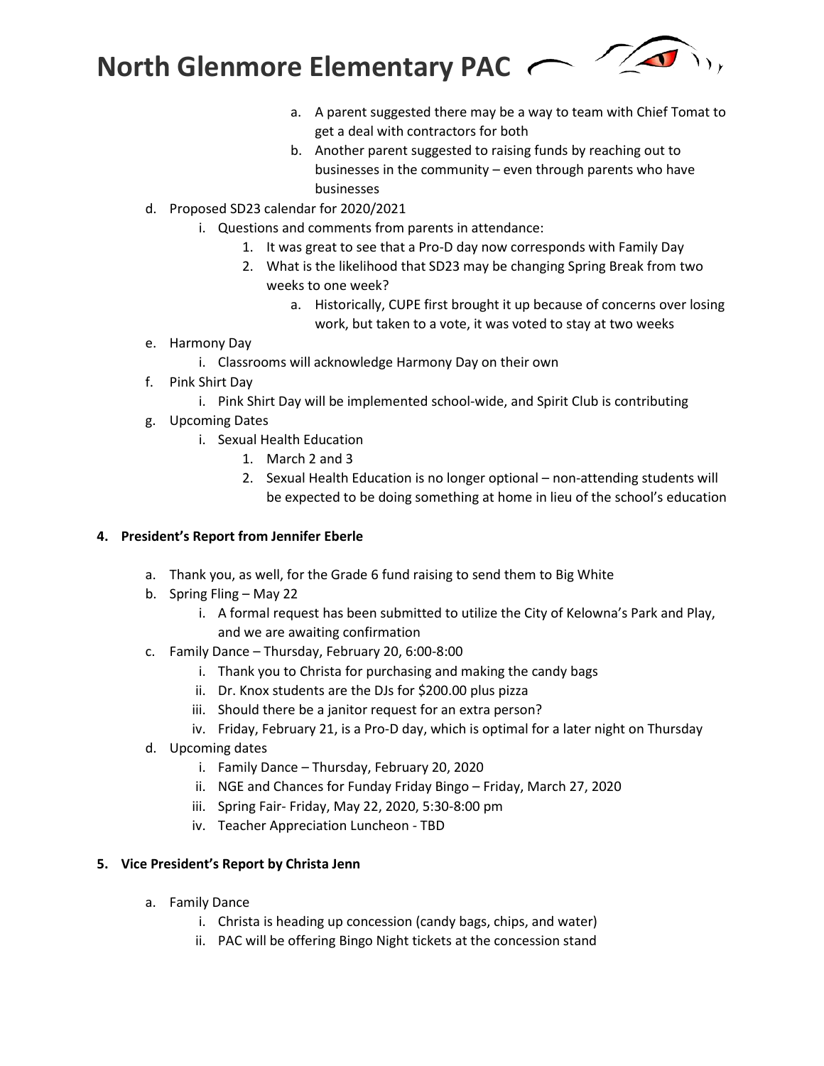a. A parent suggested there may be a way to team with Chief Tomat to get a deal with contractors for both
b. Another parent suggested to raising funds by reaching out to businesses in the community – even through parents who have businesses

d. Proposed SD23 calendar for 2020/2021
   i. Questions and comments from parents in attendance:
      1. It was great to see that a Pro-D day now corresponds with Family Day
      2. What is the likelihood that SD23 may be changing Spring Break from two weeks to one week?
         a. Historically, CUPE first brought it up because of concerns over losing work, but taken to a vote, it was voted to stay at two weeks
e. Harmony Day
   i. Classrooms will acknowledge Harmony Day on their own
f. Pink Shirt Day
   i. Pink Shirt Day will be implemented school-wide, and Spirit Club is contributing
g. Upcoming Dates
   i. Sexual Health Education
      1. March 2 and 3
      2. Sexual Health Education is no longer optional – non-attending students will be expected to be doing something at home in lieu of the school's education

**4. President's Report from Jennifer Eberle**

a. Thank you, as well, for the Grade 6 fund raising to send them to Big White
b. Spring Fling – May 22
   i. A formal request has been submitted to utilize the City of Kelowna's Park and Play, and we are awaiting confirmation
c. Family Dance – Thursday, February 20, 6:00-8:00
   i. Thank you to Christa for purchasing and making the candy bags
   ii. Dr. Knox students are the DJs for $200.00 plus pizza
   iii. Should there be a janitor request for an extra person?
   iv. Friday, February 21, is a Pro-D day, which is optimal for a later night on Thursday
d. Upcoming dates
   i. Family Dance – Thursday, February 20, 2020
   ii. NGE and Chances for Funday Friday Bingo – Friday, March 27, 2020
   iii. Spring Fair- Friday, May 22, 2020, 5:30-8:00 pm
   iv. Teacher Appreciation Luncheon - TBD

**5. Vice President's Report by Christa Jenn**

a. Family Dance
   i. Christa is heading up concession (candy bags, chips, and water)
   ii. PAC will be offering Bingo Night tickets at the concession stand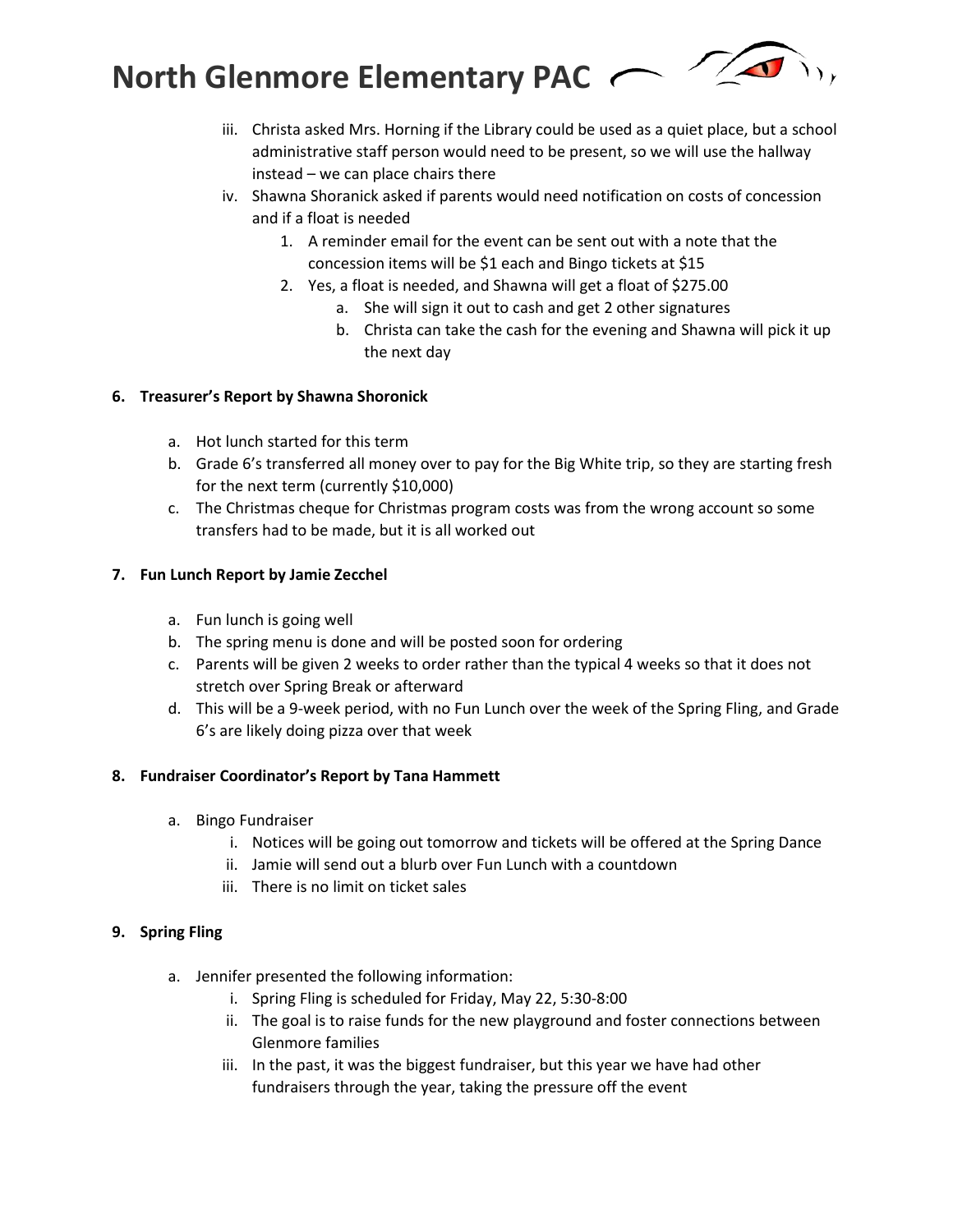iii. Christa asked Mrs. Horning if the Library could be used as a quiet place, but a school administrative staff person would need to be present, so we will use the hallway instead – we can place chairs there

iv. Shawna Shoranick asked if parents would need notification on costs of concession and if a float is needed

1. A reminder email for the event can be sent out with a note that the concession items will be $1 each and Bingo tickets at $15
2. Yes, a float is needed, and Shawna will get a float of $275.00
    a. She will sign it out to cash and get 2 other signatures
    b. Christa can take the cash for the evening and Shawna will pick it up the next day

**6. Treasurer's Report by Shawna Shoronick**

a. Hot lunch started for this term

b. Grade 6's transferred all money over to pay for the Big White trip, so they are starting fresh for the next term (currently $10,000)

c. The Christmas cheque for Christmas program costs was from the wrong account so some transfers had to be made, but it is all worked out

**7. Fun Lunch Report by Jamie Zecchel**

a. Fun lunch is going well

b. The spring menu is done and will be posted soon for ordering

c. Parents will be given 2 weeks to order rather than the typical 4 weeks so that it does not stretch over Spring Break or afterward

d. This will be a 9-week period, with no Fun Lunch over the week of the Spring Fling, and Grade 6's are likely doing pizza over that week

**8. Fundraiser Coordinator's Report by Tana Hammett**

a. Bingo Fundraiser

i. Notices will be going out tomorrow and tickets will be offered at the Spring Dance

ii. Jamie will send out a blurb over Fun Lunch with a countdown

iii. There is no limit on ticket sales

**9. Spring Fling**

a. Jennifer presented the following information:

i. Spring Fling is scheduled for Friday, May 22, 5:30-8:00

ii. The goal is to raise funds for the new playground and foster connections between Glenmore families

iii. In the past, it was the biggest fundraiser, but this year we have had other fundraisers through the year, taking the pressure off the event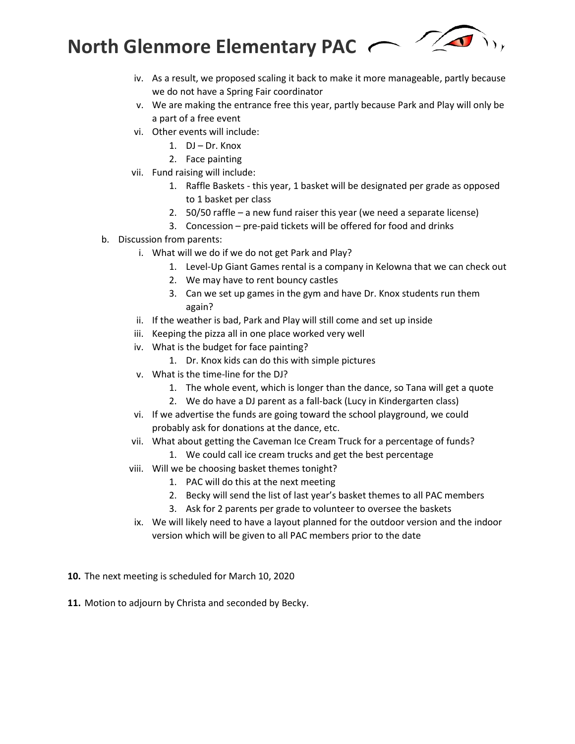iv. As a result, we proposed scaling it back to make it more manageable, partly because we do not have a Spring Fair coordinator

v. We are making the entrance free this year, partly because Park and Play will only be a part of a free event

vi. Other events will include:
   1. DJ – Dr. Knox
   2. Face painting

vii. Fund raising will include:
   1. Raffle Baskets - this year, 1 basket will be designated per grade as opposed to 1 basket per class
   2. 50/50 raffle – a new fund raiser this year (we need a separate license)
   3. Concession – pre-paid tickets will be offered for food and drinks

b. Discussion from parents:

i. What will we do if we do not get Park and Play?
   1. Level-Up Giant Games rental is a company in Kelowna that we can check out
   2. We may have to rent bouncy castles
   3. Can we set up games in the gym and have Dr. Knox students run them again?

ii. If the weather is bad, Park and Play will still come and set up inside

iii. Keeping the pizza all in one place worked very well

iv. What is the budget for face painting?
   1. Dr. Knox kids can do this with simple pictures

v. What is the time-line for the DJ?
   1. The whole event, which is longer than the dance, so Tana will get a quote
   2. We do have a DJ parent as a fall-back (Lucy in Kindergarten class)

vi. If we advertise the funds are going toward the school playground, we could probably ask for donations at the dance, etc.

vii. What about getting the Caveman Ice Cream Truck for a percentage of funds?
   1. We could call ice cream trucks and get the best percentage

viii. Will we be choosing basket themes tonight?
   1. PAC will do this at the next meeting
   2. Becky will send the list of last year's basket themes to all PAC members
   3. Ask for 2 parents per grade to volunteer to oversee the baskets

ix. We will likely need to have a layout planned for the outdoor version and the indoor version which will be given to all PAC members prior to the date

**10.** The next meeting is scheduled for March 10, 2020

**11.** Motion to adjourn by Christa and seconded by Becky.